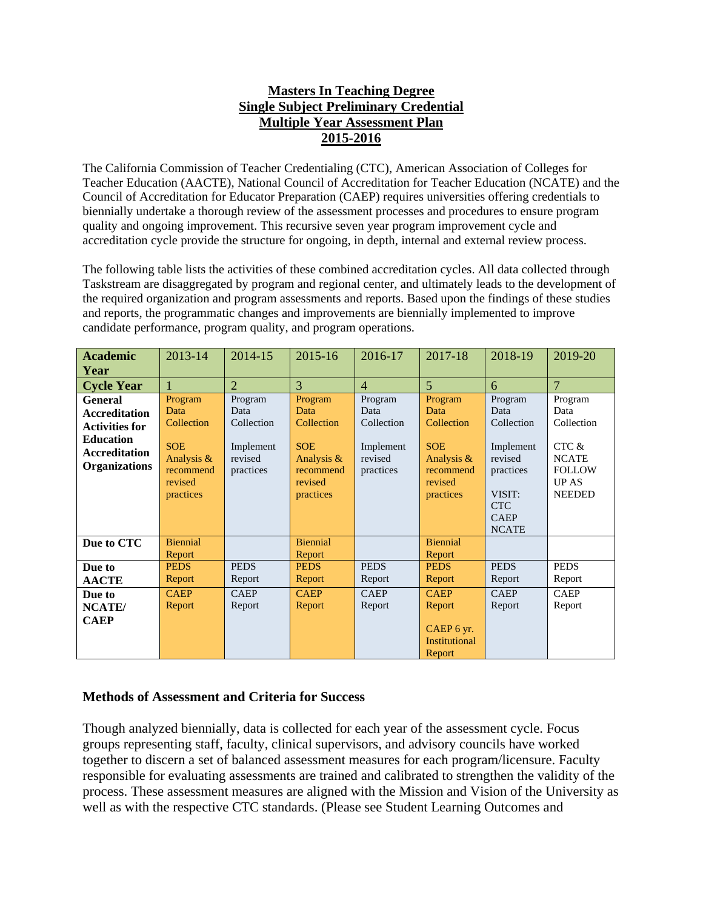# Masters In Teaching Degree
# Single Subject Preliminary Credential
# Multiple Year Assessment Plan
# 2015-2016

The California Commission of Teacher Credentialing (CTC), American Association of Colleges for Teacher Education (AACTE), National Council of Accreditation for Teacher Education (NCATE) and the Council of Accreditation for Educator Preparation (CAEP) requires universities offering credentials to biennially undertake a thorough review of the assessment processes and procedures to ensure program quality and ongoing improvement. This recursive seven year program improvement cycle and accreditation cycle provide the structure for ongoing, in depth, internal and external review process.

The following table lists the activities of these combined accreditation cycles. All data collected through Taskstream are disaggregated by program and regional center, and ultimately leads to the development of the required organization and program assessments and reports. Based upon the findings of these studies and reports, the programmatic changes and improvements are biennially implemented to improve candidate performance, program quality, and program operations.

| **Academic Year** | 2013-14 | 2014-15 | 2015-16 | 2016-17 | 2017-18 | 2018-19 | 2019-20 |
|---|---|---|---|---|---|---|---|
| **Cycle Year** | 1 | 2 | 3 | 4 | 5 | 6 | 7 |
| **General Accreditation Activities for Education Accreditation Organizations** | Program Data Collection<br><br>SOE Analysis & recommend revised practices | Program Data Collection<br><br>Implement revised practices | Program Data Collection<br><br>SOE Analysis & recommend revised practices | Program Data Collection<br><br>Implement revised practices | Program Data Collection<br><br>SOE Analysis & recommend revised practices | Program Data Collection<br><br>Implement revised practices<br><br>VISIT: CTC CAEP NCATE | Program Data Collection<br><br>CTC & NCATE FOLLOW UP AS NEEDED |
| **Due to CTC** | Biennial Report | | Biennial Report | | Biennial Report | | |
| **Due to AACTE** | PEDS Report | PEDS Report | PEDS Report | PEDS Report | PEDS Report | PEDS Report | PEDS Report |
| **Due to NCATE/ CAEP** | CAEP Report | CAEP Report | CAEP Report | CAEP Report | CAEP Report<br><br>CAEP 6 yr. Institutional Report | CAEP Report | CAEP Report |

## Methods of Assessment and Criteria for Success

Though analyzed biennially, data is collected for each year of the assessment cycle. Focus groups representing staff, faculty, clinical supervisors, and advisory councils have worked together to discern a set of balanced assessment measures for each program/licensure. Faculty responsible for evaluating assessments are trained and calibrated to strengthen the validity of the process. These assessment measures are aligned with the Mission and Vision of the University as well as with the respective CTC standards. (Please see Student Learning Outcomes and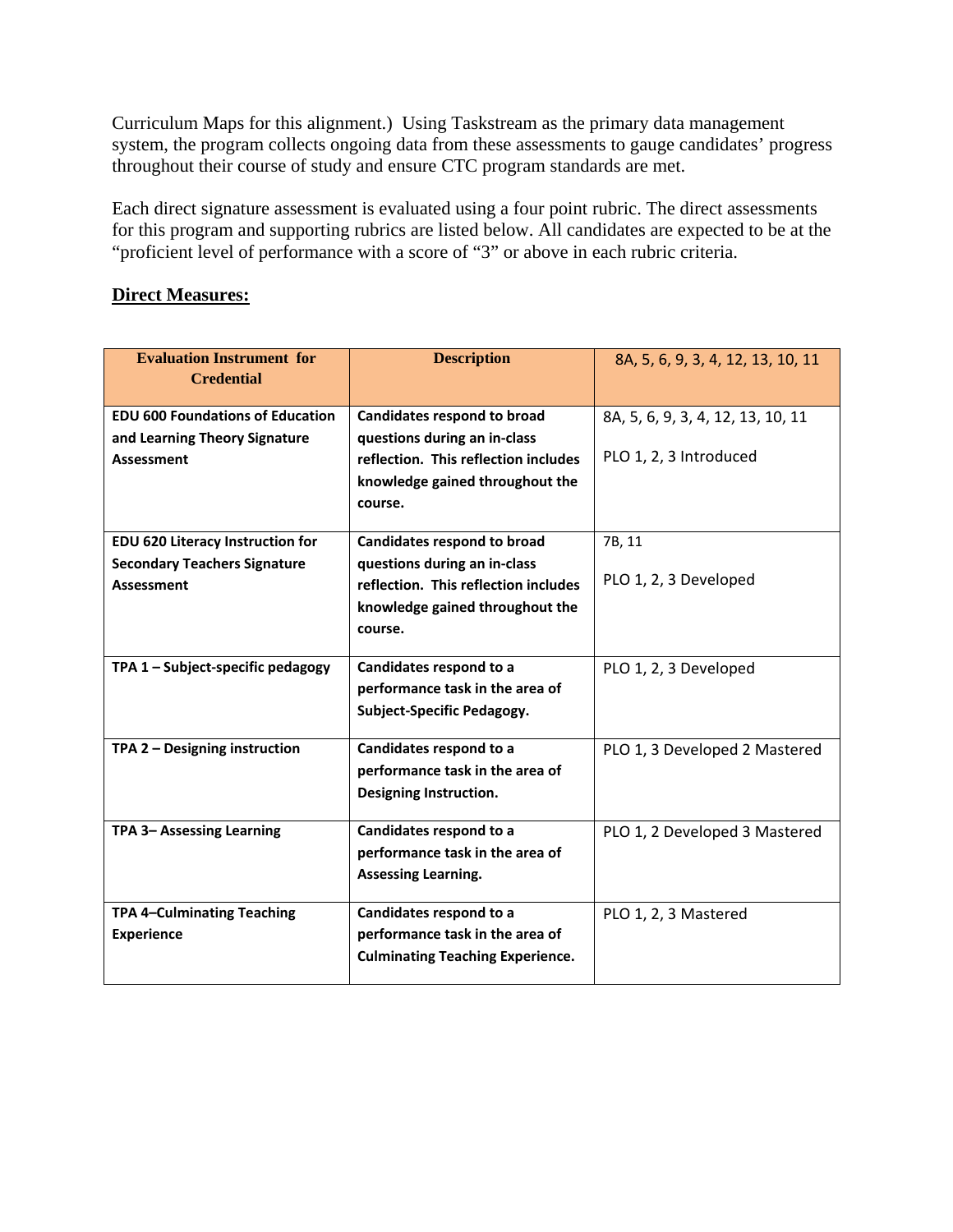Curriculum Maps for this alignment.) Using Taskstream as the primary data management system, the program collects ongoing data from these assessments to gauge candidates' progress throughout their course of study and ensure CTC program standards are met.

Each direct signature assessment is evaluated using a four point rubric. The direct assessments for this program and supporting rubrics are listed below. All candidates are expected to be at the "proficient level of performance with a score of "3" or above in each rubric criteria.

**Direct Measures:**

| Evaluation Instrument for Credential | Description | 8A, 5, 6, 9, 3, 4, 12, 13, 10, 11 |
|---|---|---|
| **EDU 600 Foundations of Education and Learning Theory Signature Assessment** | **Candidates respond to broad questions during an in-class reflection. This reflection includes knowledge gained throughout the course.** | 8A, 5, 6, 9, 3, 4, 12, 13, 10, 11<br><br>PLO 1, 2, 3 Introduced |
| **EDU 620 Literacy Instruction for Secondary Teachers Signature Assessment** | **Candidates respond to broad questions during an in-class reflection. This reflection includes knowledge gained throughout the course.** | 7B, 11<br><br>PLO 1, 2, 3 Developed |
| **TPA 1 – Subject-specific pedagogy** | **Candidates respond to a performance task in the area of Subject-Specific Pedagogy.** | PLO 1, 2, 3 Developed |
| **TPA 2 – Designing instruction** | **Candidates respond to a performance task in the area of Designing Instruction.** | PLO 1, 3 Developed 2 Mastered |
| **TPA 3– Assessing Learning** | **Candidates respond to a performance task in the area of Assessing Learning.** | PLO 1, 2 Developed 3 Mastered |
| **TPA 4–Culminating Teaching Experience** | **Candidates respond to a performance task in the area of Culminating Teaching Experience.** | PLO 1, 2, 3 Mastered |